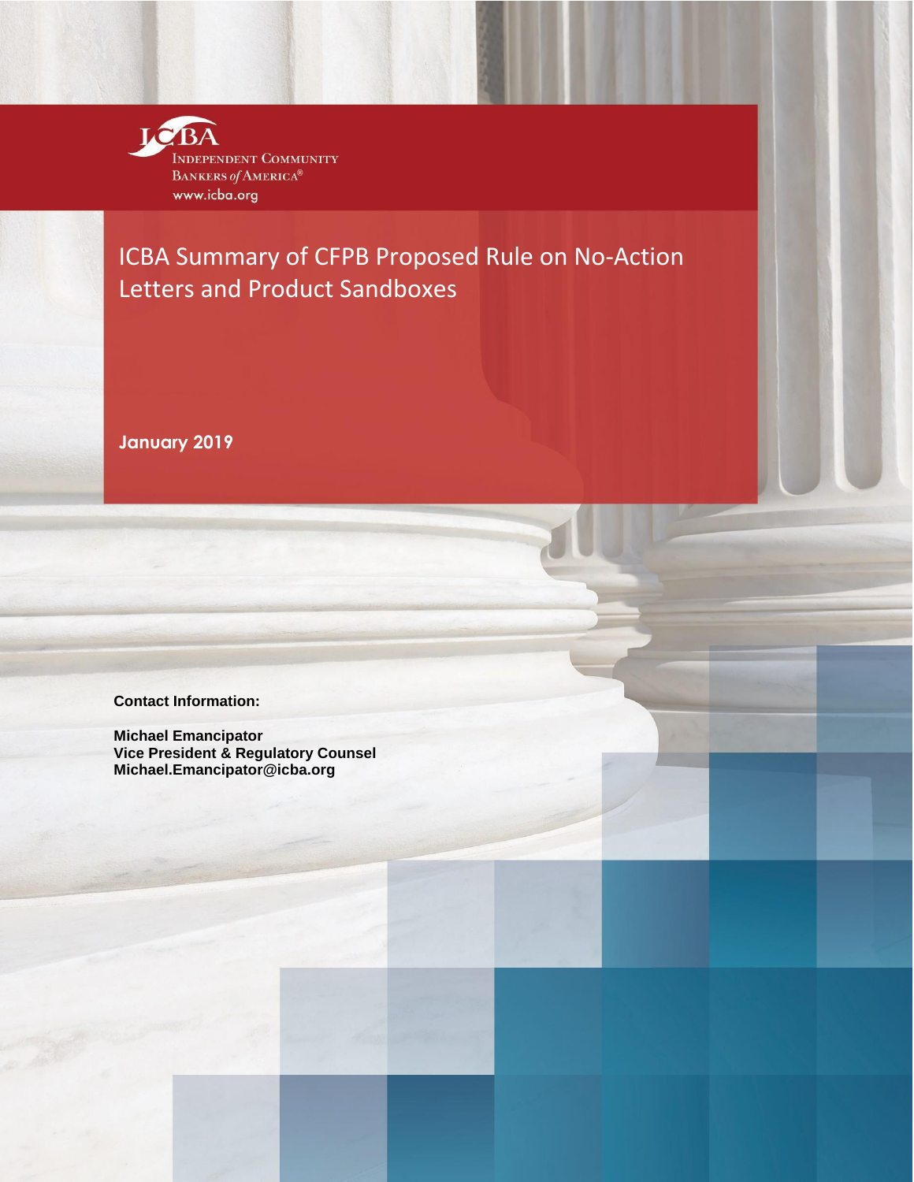ICBA

Independent Community Bankers of America®

www.icba.org

# ICBA Summary of CFPB Proposed Rule on No-Action Letters and Product Sandboxes

**January 2019**

**Contact Information:**

**Michael Emancipator**
**Vice President & Regulatory Counsel**
**Michael.Emancipator@icba.org**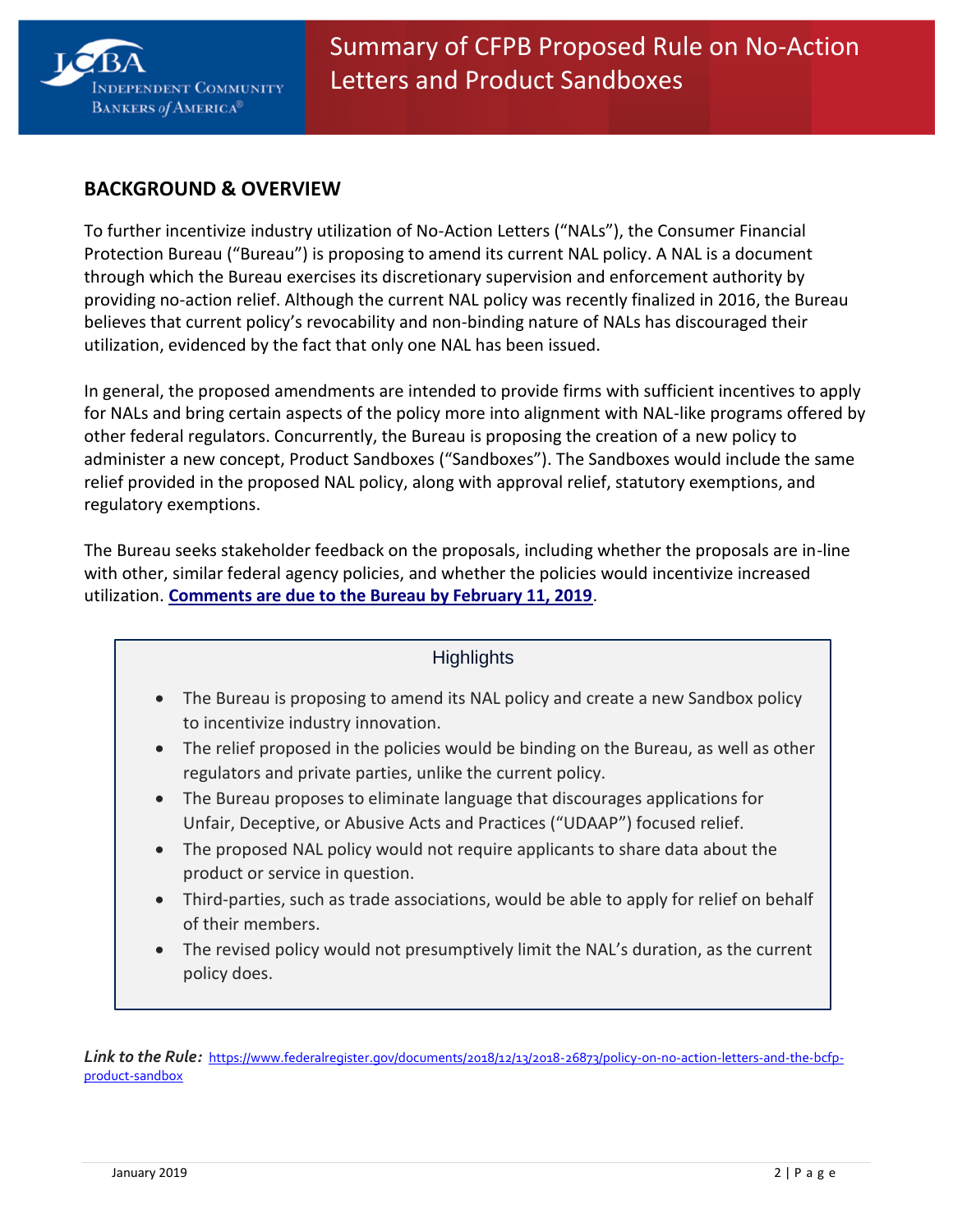# Summary of CFPB Proposed Rule on No-Action Letters and Product Sandboxes

## BACKGROUND & OVERVIEW

To further incentivize industry utilization of No-Action Letters ("NALs"), the Consumer Financial Protection Bureau ("Bureau") is proposing to amend its current NAL policy. A NAL is a document through which the Bureau exercises its discretionary supervision and enforcement authority by providing no-action relief. Although the current NAL policy was recently finalized in 2016, the Bureau believes that current policy's revocability and non-binding nature of NALs has discouraged their utilization, evidenced by the fact that only one NAL has been issued.

In general, the proposed amendments are intended to provide firms with sufficient incentives to apply for NALs and bring certain aspects of the policy more into alignment with NAL-like programs offered by other federal regulators. Concurrently, the Bureau is proposing the creation of a new policy to administer a new concept, Product Sandboxes ("Sandboxes"). The Sandboxes would include the same relief provided in the proposed NAL policy, along with approval relief, statutory exemptions, and regulatory exemptions.

The Bureau seeks stakeholder feedback on the proposals, including whether the proposals are in-line with other, similar federal agency policies, and whether the policies would incentivize increased utilization. **Comments are due to the Bureau by February 11, 2019**.

### Highlights

- The Bureau is proposing to amend its NAL policy and create a new Sandbox policy to incentivize industry innovation.
- The relief proposed in the policies would be binding on the Bureau, as well as other regulators and private parties, unlike the current policy.
- The Bureau proposes to eliminate language that discourages applications for Unfair, Deceptive, or Abusive Acts and Practices ("UDAAP") focused relief.
- The proposed NAL policy would not require applicants to share data about the product or service in question.
- Third-parties, such as trade associations, would be able to apply for relief on behalf of their members.
- The revised policy would not presumptively limit the NAL's duration, as the current policy does.

***Link to the Rule:*** https://www.federalregister.gov/documents/2018/12/13/2018-26873/policy-on-no-action-letters-and-the-bcfp-product-sandbox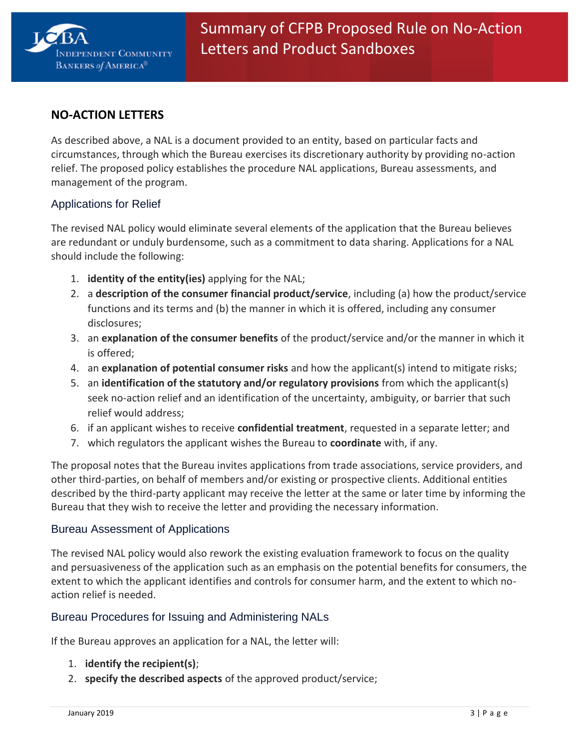## NO-ACTION LETTERS

As described above, a NAL is a document provided to an entity, based on particular facts and circumstances, through which the Bureau exercises its discretionary authority by providing no-action relief. The proposed policy establishes the procedure NAL applications, Bureau assessments, and management of the program.

### Applications for Relief

The revised NAL policy would eliminate several elements of the application that the Bureau believes are redundant or unduly burdensome, such as a commitment to data sharing. Applications for a NAL should include the following:

1. **identity of the entity(ies)** applying for the NAL;
2. a **description of the consumer financial product/service**, including (a) how the product/service functions and its terms and (b) the manner in which it is offered, including any consumer disclosures;
3. an **explanation of the consumer benefits** of the product/service and/or the manner in which it is offered;
4. an **explanation of potential consumer risks** and how the applicant(s) intend to mitigate risks;
5. an **identification of the statutory and/or regulatory provisions** from which the applicant(s) seek no-action relief and an identification of the uncertainty, ambiguity, or barrier that such relief would address;
6. if an applicant wishes to receive **confidential treatment**, requested in a separate letter; and
7. which regulators the applicant wishes the Bureau to **coordinate** with, if any.

The proposal notes that the Bureau invites applications from trade associations, service providers, and other third-parties, on behalf of members and/or existing or prospective clients. Additional entities described by the third-party applicant may receive the letter at the same or later time by informing the Bureau that they wish to receive the letter and providing the necessary information.

### Bureau Assessment of Applications

The revised NAL policy would also rework the existing evaluation framework to focus on the quality and persuasiveness of the application such as an emphasis on the potential benefits for consumers, the extent to which the applicant identifies and controls for consumer harm, and the extent to which no-action relief is needed.

### Bureau Procedures for Issuing and Administering NALs

If the Bureau approves an application for a NAL, the letter will:

1. **identify the recipient(s)**;
2. **specify the described aspects** of the approved product/service;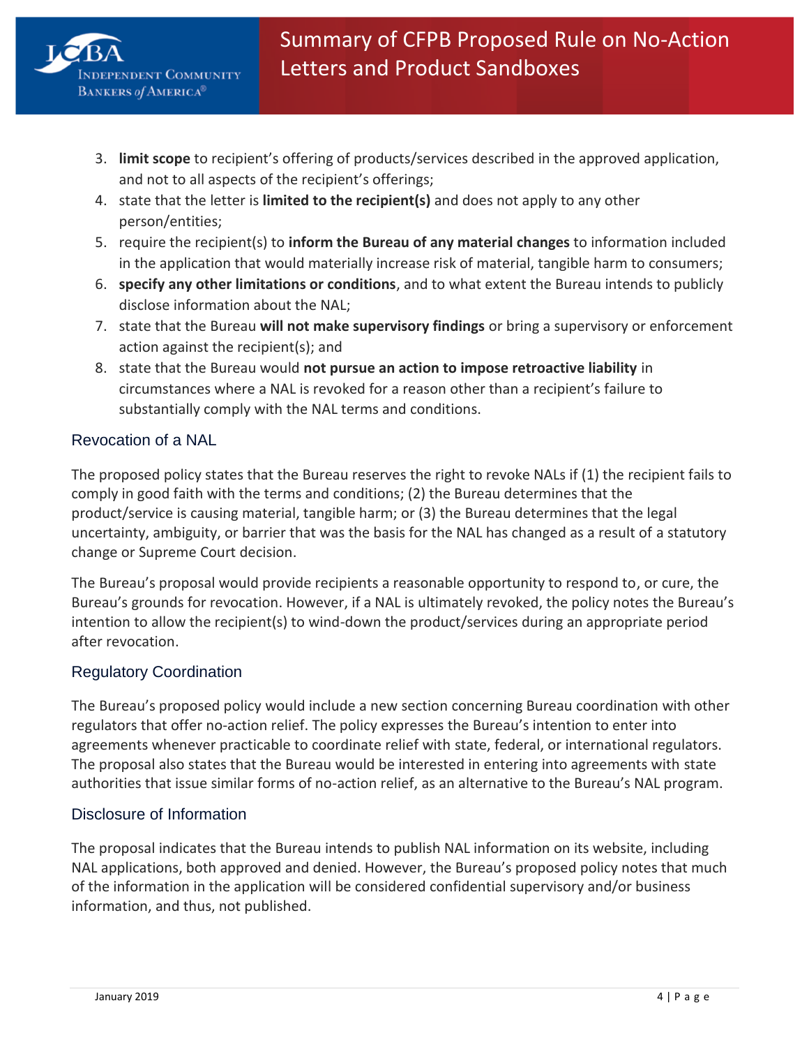3. **limit scope** to recipient's offering of products/services described in the approved application, and not to all aspects of the recipient's offerings;
4. state that the letter is **limited to the recipient(s)** and does not apply to any other person/entities;
5. require the recipient(s) to **inform the Bureau of any material changes** to information included in the application that would materially increase risk of material, tangible harm to consumers;
6. **specify any other limitations or conditions**, and to what extent the Bureau intends to publicly disclose information about the NAL;
7. state that the Bureau **will not make supervisory findings** or bring a supervisory or enforcement action against the recipient(s); and
8. state that the Bureau would **not pursue an action to impose retroactive liability** in circumstances where a NAL is revoked for a reason other than a recipient's failure to substantially comply with the NAL terms and conditions.

## Revocation of a NAL

The proposed policy states that the Bureau reserves the right to revoke NALs if (1) the recipient fails to comply in good faith with the terms and conditions; (2) the Bureau determines that the product/service is causing material, tangible harm; or (3) the Bureau determines that the legal uncertainty, ambiguity, or barrier that was the basis for the NAL has changed as a result of a statutory change or Supreme Court decision.

The Bureau's proposal would provide recipients a reasonable opportunity to respond to, or cure, the Bureau's grounds for revocation. However, if a NAL is ultimately revoked, the policy notes the Bureau's intention to allow the recipient(s) to wind-down the product/services during an appropriate period after revocation.

## Regulatory Coordination

The Bureau's proposed policy would include a new section concerning Bureau coordination with other regulators that offer no-action relief. The policy expresses the Bureau's intention to enter into agreements whenever practicable to coordinate relief with state, federal, or international regulators. The proposal also states that the Bureau would be interested in entering into agreements with state authorities that issue similar forms of no-action relief, as an alternative to the Bureau's NAL program.

## Disclosure of Information

The proposal indicates that the Bureau intends to publish NAL information on its website, including NAL applications, both approved and denied. However, the Bureau's proposed policy notes that much of the information in the application will be considered confidential supervisory and/or business information, and thus, not published.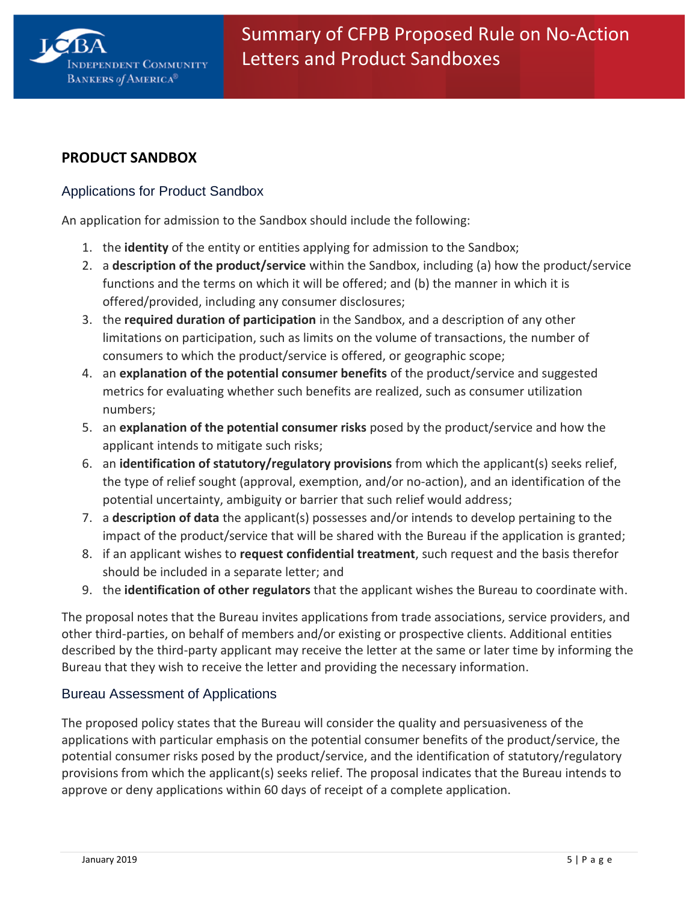## PRODUCT SANDBOX

### Applications for Product Sandbox

An application for admission to the Sandbox should include the following:

1. the **identity** of the entity or entities applying for admission to the Sandbox;
2. a **description of the product/service** within the Sandbox, including (a) how the product/service functions and the terms on which it will be offered; and (b) the manner in which it is offered/provided, including any consumer disclosures;
3. the **required duration of participation** in the Sandbox, and a description of any other limitations on participation, such as limits on the volume of transactions, the number of consumers to which the product/service is offered, or geographic scope;
4. an **explanation of the potential consumer benefits** of the product/service and suggested metrics for evaluating whether such benefits are realized, such as consumer utilization numbers;
5. an **explanation of the potential consumer risks** posed by the product/service and how the applicant intends to mitigate such risks;
6. an **identification of statutory/regulatory provisions** from which the applicant(s) seeks relief, the type of relief sought (approval, exemption, and/or no-action), and an identification of the potential uncertainty, ambiguity or barrier that such relief would address;
7. a **description of data** the applicant(s) possesses and/or intends to develop pertaining to the impact of the product/service that will be shared with the Bureau if the application is granted;
8. if an applicant wishes to **request confidential treatment**, such request and the basis therefor should be included in a separate letter; and
9. the **identification of other regulators** that the applicant wishes the Bureau to coordinate with.

The proposal notes that the Bureau invites applications from trade associations, service providers, and other third-parties, on behalf of members and/or existing or prospective clients. Additional entities described by the third-party applicant may receive the letter at the same or later time by informing the Bureau that they wish to receive the letter and providing the necessary information.

### Bureau Assessment of Applications

The proposed policy states that the Bureau will consider the quality and persuasiveness of the applications with particular emphasis on the potential consumer benefits of the product/service, the potential consumer risks posed by the product/service, and the identification of statutory/regulatory provisions from which the applicant(s) seeks relief. The proposal indicates that the Bureau intends to approve or deny applications within 60 days of receipt of a complete application.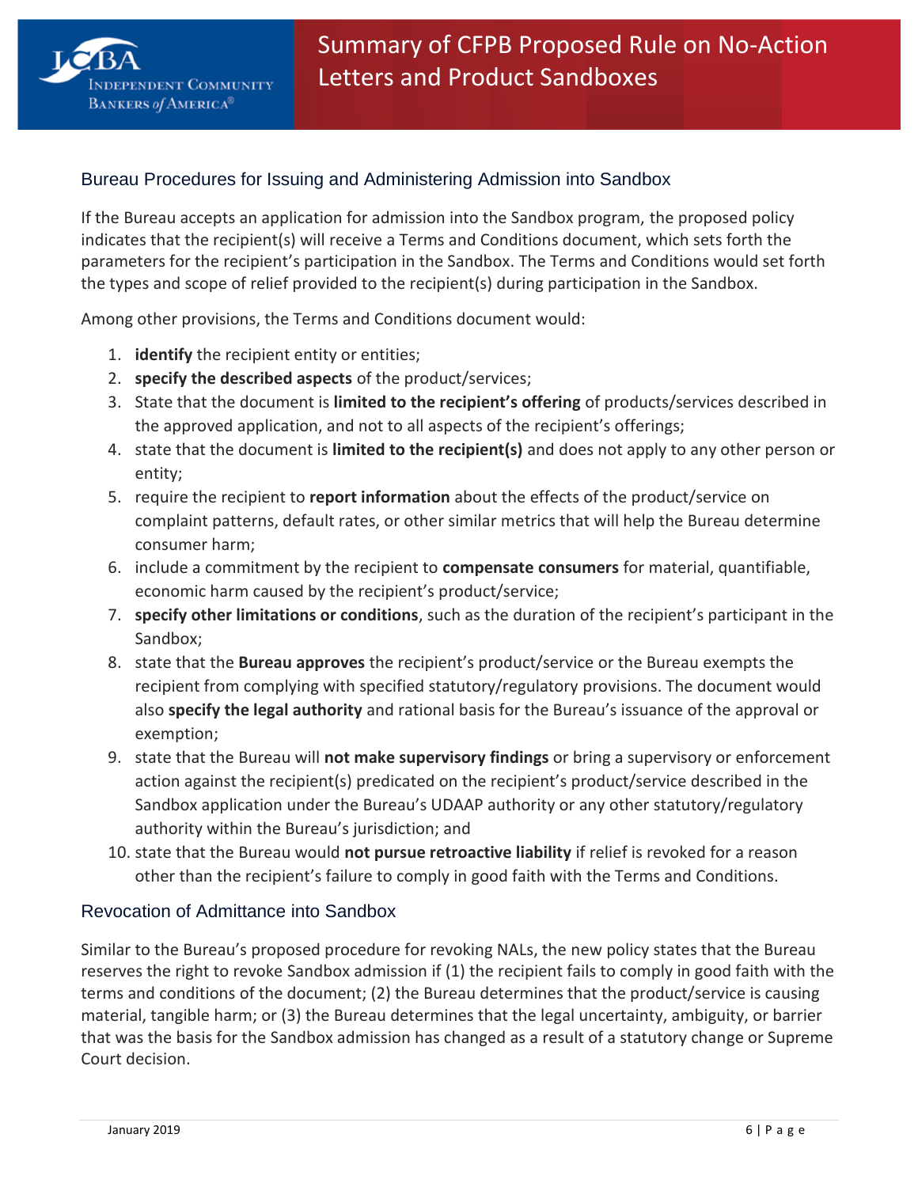## Bureau Procedures for Issuing and Administering Admission into Sandbox

If the Bureau accepts an application for admission into the Sandbox program, the proposed policy indicates that the recipient(s) will receive a Terms and Conditions document, which sets forth the parameters for the recipient's participation in the Sandbox. The Terms and Conditions would set forth the types and scope of relief provided to the recipient(s) during participation in the Sandbox.

Among other provisions, the Terms and Conditions document would:

1. **identify** the recipient entity or entities;
2. **specify the described aspects** of the product/services;
3. State that the document is **limited to the recipient's offering** of products/services described in the approved application, and not to all aspects of the recipient's offerings;
4. state that the document is **limited to the recipient(s)** and does not apply to any other person or entity;
5. require the recipient to **report information** about the effects of the product/service on complaint patterns, default rates, or other similar metrics that will help the Bureau determine consumer harm;
6. include a commitment by the recipient to **compensate consumers** for material, quantifiable, economic harm caused by the recipient's product/service;
7. **specify other limitations or conditions**, such as the duration of the recipient's participant in the Sandbox;
8. state that the **Bureau approves** the recipient's product/service or the Bureau exempts the recipient from complying with specified statutory/regulatory provisions. The document would also **specify the legal authority** and rational basis for the Bureau's issuance of the approval or exemption;
9. state that the Bureau will **not make supervisory findings** or bring a supervisory or enforcement action against the recipient(s) predicated on the recipient's product/service described in the Sandbox application under the Bureau's UDAAP authority or any other statutory/regulatory authority within the Bureau's jurisdiction; and
10. state that the Bureau would **not pursue retroactive liability** if relief is revoked for a reason other than the recipient's failure to comply in good faith with the Terms and Conditions.

## Revocation of Admittance into Sandbox

Similar to the Bureau's proposed procedure for revoking NALs, the new policy states that the Bureau reserves the right to revoke Sandbox admission if (1) the recipient fails to comply in good faith with the terms and conditions of the document; (2) the Bureau determines that the product/service is causing material, tangible harm; or (3) the Bureau determines that the legal uncertainty, ambiguity, or barrier that was the basis for the Sandbox admission has changed as a result of a statutory change or Supreme Court decision.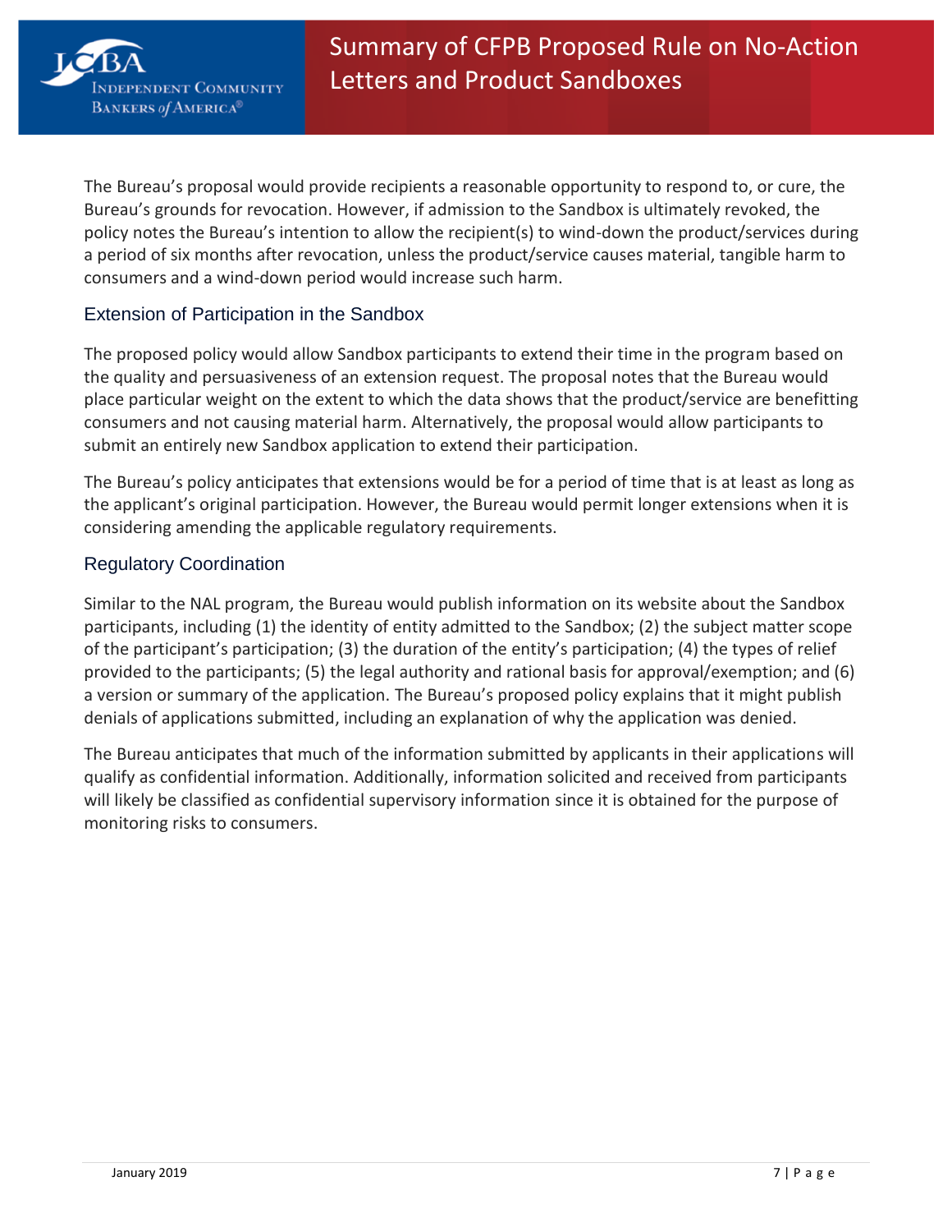The Bureau's proposal would provide recipients a reasonable opportunity to respond to, or cure, the Bureau's grounds for revocation. However, if admission to the Sandbox is ultimately revoked, the policy notes the Bureau's intention to allow the recipient(s) to wind-down the product/services during a period of six months after revocation, unless the product/service causes material, tangible harm to consumers and a wind-down period would increase such harm.

### Extension of Participation in the Sandbox

The proposed policy would allow Sandbox participants to extend their time in the program based on the quality and persuasiveness of an extension request. The proposal notes that the Bureau would place particular weight on the extent to which the data shows that the product/service are benefitting consumers and not causing material harm. Alternatively, the proposal would allow participants to submit an entirely new Sandbox application to extend their participation.

The Bureau's policy anticipates that extensions would be for a period of time that is at least as long as the applicant's original participation. However, the Bureau would permit longer extensions when it is considering amending the applicable regulatory requirements.

### Regulatory Coordination

Similar to the NAL program, the Bureau would publish information on its website about the Sandbox participants, including (1) the identity of entity admitted to the Sandbox; (2) the subject matter scope of the participant's participation; (3) the duration of the entity's participation; (4) the types of relief provided to the participants; (5) the legal authority and rational basis for approval/exemption; and (6) a version or summary of the application. The Bureau's proposed policy explains that it might publish denials of applications submitted, including an explanation of why the application was denied.

The Bureau anticipates that much of the information submitted by applicants in their applications will qualify as confidential information. Additionally, information solicited and received from participants will likely be classified as confidential supervisory information since it is obtained for the purpose of monitoring risks to consumers.